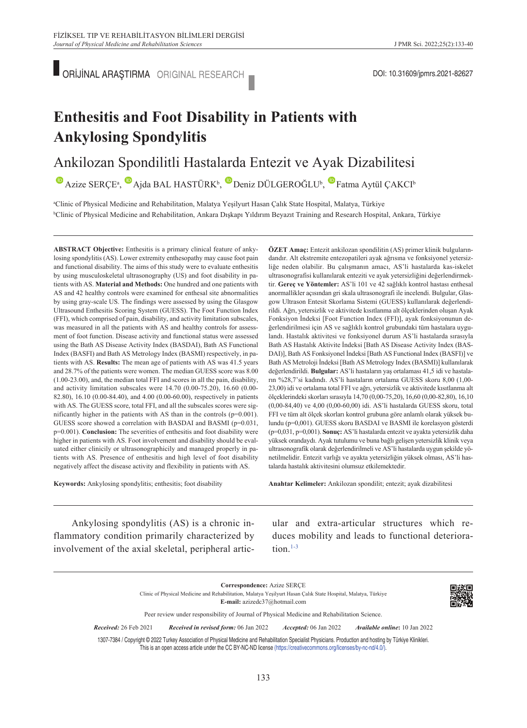ORİJİNAL ARAŞTIRMA ORIGINAL RESEARCH

DOI: 10.31609/jpmrs.2021-82627

# Enthesitis and Foot Disability in Patients with Ankylosing Spondylitis

## Ankilozan Spondilitli Hastalarda Entezit ve Ayak Dizabilitesi

Azize SERÇE[a], Ajda BAL HASTÜRK[b], Deniz DÜLGEROĞLU[b], Fatma Aytül ÇAKCI[b]

[a]Clinic of Physical Medicine and Rehabilitation, Malatya Yeşilyurt Hasan Çalık State Hospital, Malatya, Türkiye
[b]Clinic of Physical Medicine and Rehabilitation, Ankara Dışkapı Yıldırım Beyazıt Training and Research Hospital, Ankara, Türkiye

**ABSTRACT Objective:** Enthesitis is a primary clinical feature of ankylosing spondylitis (AS). Lower extremity enthesopathy may cause foot pain and functional disability. The aims of this study were to evaluate enthesitis by using musculoskeletal ultrasonography (US) and foot disability in patients with AS. **Material and Methods:** One hundred and one patients with AS and 42 healthy controls were examined for enthesal site abnormalities by using gray-scale US. The findings were assessed by using the Glasgow Ultrasound Enthesitis Scoring System (GUESS). The Foot Function Index (FFI), which comprised of pain, disability, and activity limitation subscales, was measured in all the patients with AS and healthy controls for assessment of foot function. Disease activity and functional status were assessed using the Bath AS Disease Activity Index (BASDAI), Bath AS Functional Index (BASFI) and Bath AS Metrology Index (BASMI) respectively, in patients with AS. **Results:** The mean age of patients with AS was 41.5 years and 28.7% of the patients were women. The median GUESS score was 8.00 (1.00-23.00), and, the median total FFI and scores in all the pain, disability, and activity limitation subscales were 14.70 (0.00-75.20), 16.60 (0.00-82.80), 16.10 (0.00-84.40), and 4.00 (0.00-60.00), respectively in patients with AS. The GUESS score, total FFI, and all the subscales scores were significantly higher in the patients with AS than in the controls (p=0.001). GUESS score showed a correlation with BASDAI and BASMI (p=0.031, p=0.001). **Conclusion:** The severities of enthesitis and foot disability were higher in patients with AS. Foot involvement and disability should be evaluated either clinicly or ultrasonographicly and managed properly in patients with AS. Presence of enthesitis and high level of foot disability negatively affect the disease activity and flexibility in patients with AS.

**Keywords:** Ankylosing spondylitis; enthesitis; foot disability

**ÖZET Amaç:** Entezit ankilozan spondilitin (AS) primer klinik bulgularındandır. Alt ekstremite entezopatileri ayak ağrısına ve fonksiyonel yetersizliğe neden olabilir. Bu çalışmanın amacı, AS'li hastalarda kas-iskelet ultrasonografisi kullanılarak enteziti ve ayak yetersizliğini değerlendirmektir. **Gereç ve Yöntemler:** AS'li 101 ve 42 sağlıklı kontrol hastası enthesal anormallikler açısından gri skala ultrasonografi ile incelendi. Bulgular, Glasgow Ultrason Entesit Skorlama Sistemi (GUESS) kullanılarak değerlendirildi. Ağrı, yetersizlik ve aktivitede kısıtlanma alt ölçeklerinden oluşan Ayak Fonksiyon İndeksi [Foot Function Index (FFI)], ayak fonksiyonunun değerlendirilmesi için AS ve sağlıklı kontrol grubundaki tüm hastalara uygulandı. Hastalık aktivitesi ve fonksiyonel durum AS'li hastalarda sırasıyla Bath AS Hastalık Aktivite İndeksi [Bath AS Disease Activity Index (BASDAI)], Bath AS Fonksiyonel İndeksi [Bath AS Functional Index (BASFI)] ve Bath AS Metroloji İndeksi [Bath AS Metrology Index (BASMI)] kullanılarak değerlendirildi. **Bulgular:** AS'li hastaların yaş ortalaması 41,5 idi ve hastaların %28,7'si kadındı. AS'li hastaların ortalama GUESS skoru 8,00 (1,00-23,00) idi ve ortalama total FFI ve ağrı, yetersizlik ve aktivitede kısıtlanma alt ölçeklerindeki skorları sırasıyla 14,70 (0,00-75,20), 16,60 (0,00-82,80), 16,10 (0,00-84,40) ve 4,00 (0,00-60,00) idi. AS'li hastalarda GUESS skoru, total FFI ve tüm alt ölçek skorları kontrol grubuna göre anlamlı olarak yüksek bulundu (p=0,001). GUESS skoru BASDAI ve BASMI ile korelasyon gösterdi (p=0,031, p=0,001). **Sonuç:** AS'li hastalarda entezit ve ayakta yetersizlik daha yüksek orandaydı. Ayak tutulumu ve buna bağlı gelişen yetersizlik klinik veya ultrasonografik olarak değerlendirilmeli ve AS'li hastalarda uygun şekilde yönetilmelidir. Entezit varlığı ve ayakta yetersizliğin yüksek olması, AS'li hastalarda hastalık aktivitesini olumsuz etkilemektedir.

**Anahtar Kelimeler:** Ankilozan spondilit; entezit; ayak dizabilitesi

Ankylosing spondylitis (AS) is a chronic inflammatory condition primarily characterized by involvement of the axial skeletal, peripheral articular and extra-articular structures which reduces mobility and leads to functional deterioration.[1-3]

**Correspondence:** Azize SERÇE
Clinic of Physical Medicine and Rehabilitation, Malatya Yeşilyurt Hasan Çalık State Hospital, Malatya, Türkiye
**E-mail:** azizedc37@hotmail.com

Peer review under responsibility of Journal of Physical Medicine and Rehabilitation Science.

*Received:* 26 Feb 2021 *Received in revised form:* 06 Jan 2022 *Accepted:* 06 Jan 2022 *Available online:* 10 Jan 2022

1307-7384 / Copyright © 2022 Turkey Association of Physical Medicine and Rehabilitation Specialist Physicians. Production and hosting by Türkiye Klinikleri.
This is an open access article under the CC BY-NC-ND license (https://creativecommons.org/licenses/by-nc-nd/4.0/).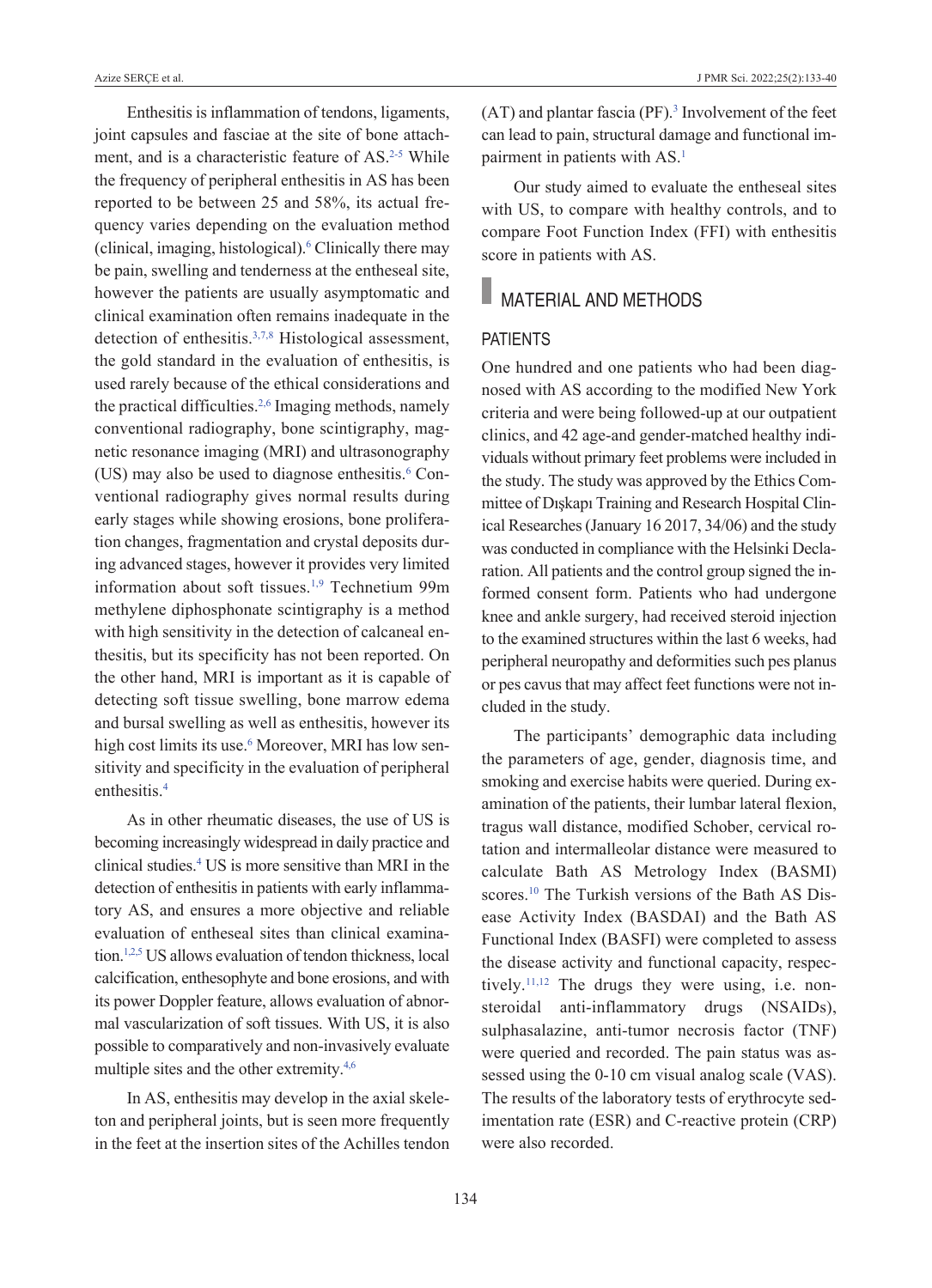Enthesitis is inflammation of tendons, ligaments, joint capsules and fasciae at the site of bone attachment, and is a characteristic feature of AS.[2-5] While the frequency of peripheral enthesitis in AS has been reported to be between 25 and 58%, its actual frequency varies depending on the evaluation method (clinical, imaging, histological).[6] Clinically there may be pain, swelling and tenderness at the entheseal site, however the patients are usually asymptomatic and clinical examination often remains inadequate in the detection of enthesitis.[3,7,8] Histological assessment, the gold standard in the evaluation of enthesitis, is used rarely because of the ethical considerations and the practical difficulties.[2,6] Imaging methods, namely conventional radiography, bone scintigraphy, magnetic resonance imaging (MRI) and ultrasonography (US) may also be used to diagnose enthesitis.[6] Conventional radiography gives normal results during early stages while showing erosions, bone proliferation changes, fragmentation and crystal deposits during advanced stages, however it provides very limited information about soft tissues.[1,9] Technetium 99m methylene diphosphonate scintigraphy is a method with high sensitivity in the detection of calcaneal enthesitis, but its specificity has not been reported. On the other hand, MRI is important as it is capable of detecting soft tissue swelling, bone marrow edema and bursal swelling as well as enthesitis, however its high cost limits its use.[6] Moreover, MRI has low sensitivity and specificity in the evaluation of peripheral enthesitis.[4]

As in other rheumatic diseases, the use of US is becoming increasingly widespread in daily practice and clinical studies.[4] US is more sensitive than MRI in the detection of enthesitis in patients with early inflammatory AS, and ensures a more objective and reliable evaluation of entheseal sites than clinical examination.[1,2,5] US allows evaluation of tendon thickness, local calcification, enthesophyte and bone erosions, and with its power Doppler feature, allows evaluation of abnormal vascularization of soft tissues. With US, it is also possible to comparatively and non-invasively evaluate multiple sites and the other extremity.[4,6]

In AS, enthesitis may develop in the axial skeleton and peripheral joints, but is seen more frequently in the feet at the insertion sites of the Achilles tendon (AT) and plantar fascia (PF).[3] Involvement of the feet can lead to pain, structural damage and functional impairment in patients with AS.[1]

Our study aimed to evaluate the entheseal sites with US, to compare with healthy controls, and to compare Foot Function Index (FFI) with enthesitis score in patients with AS.

## MATERIAL AND METHODS

### PATIENTS

One hundred and one patients who had been diagnosed with AS according to the modified New York criteria and were being followed-up at our outpatient clinics, and 42 age-and gender-matched healthy individuals without primary feet problems were included in the study. The study was approved by the Ethics Committee of Dışkapı Training and Research Hospital Clinical Researches (January 16 2017, 34/06) and the study was conducted in compliance with the Helsinki Declaration. All patients and the control group signed the informed consent form. Patients who had undergone knee and ankle surgery, had received steroid injection to the examined structures within the last 6 weeks, had peripheral neuropathy and deformities such pes planus or pes cavus that may affect feet functions were not included in the study.

The participants' demographic data including the parameters of age, gender, diagnosis time, and smoking and exercise habits were queried. During examination of the patients, their lumbar lateral flexion, tragus wall distance, modified Schober, cervical rotation and intermalleolar distance were measured to calculate Bath AS Metrology Index (BASMI) scores.[10] The Turkish versions of the Bath AS Disease Activity Index (BASDAI) and the Bath AS Functional Index (BASFI) were completed to assess the disease activity and functional capacity, respectively.[11,12] The drugs they were using, i.e. nonsteroidal anti-inflammatory drugs (NSAIDs), sulphasalazine, anti-tumor necrosis factor (TNF) were queried and recorded. The pain status was assessed using the 0-10 cm visual analog scale (VAS). The results of the laboratory tests of erythrocyte sedimentation rate (ESR) and C-reactive protein (CRP) were also recorded.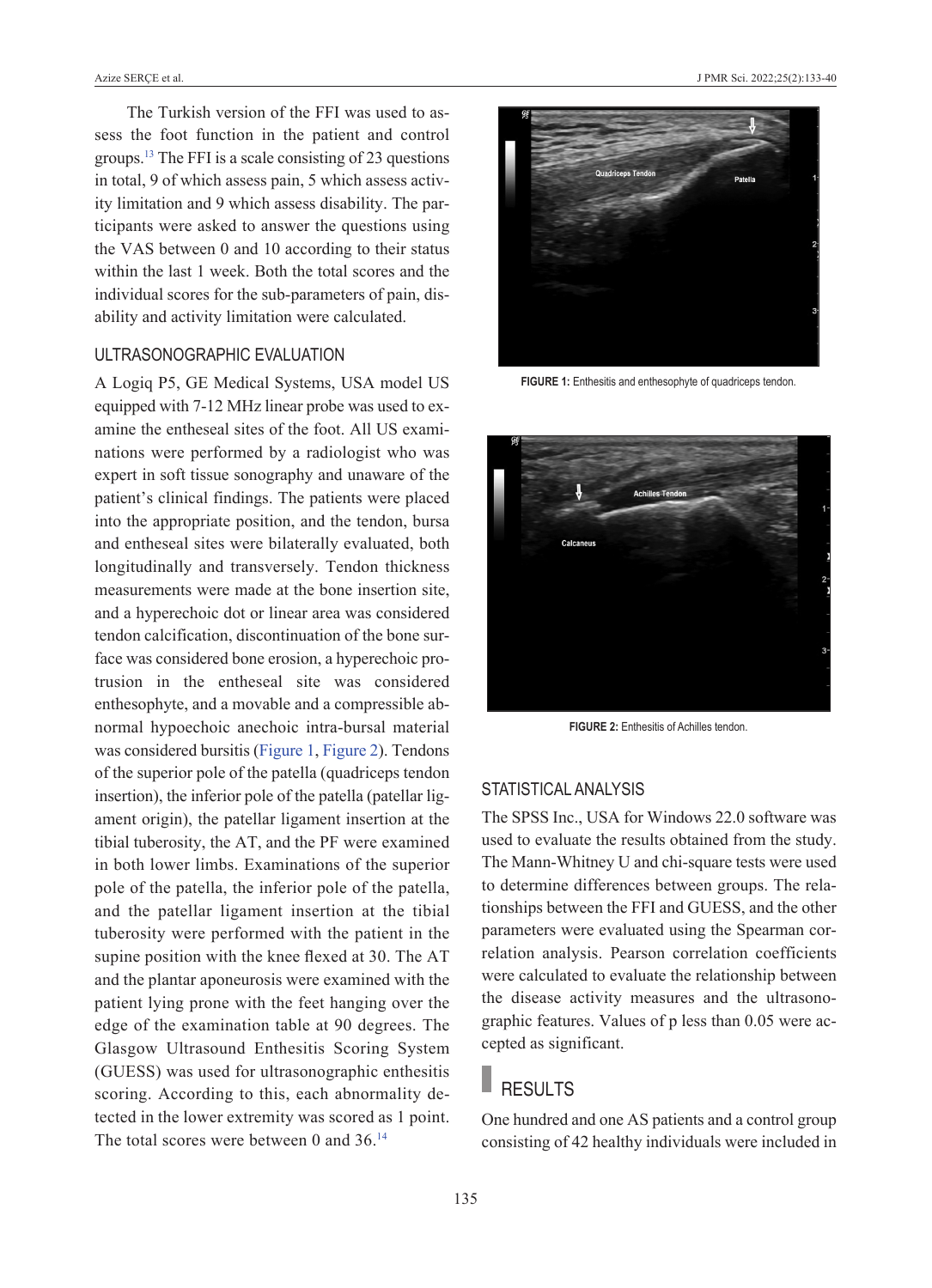The Turkish version of the FFI was used to assess the foot function in the patient and control groups.[13] The FFI is a scale consisting of 23 questions in total, 9 of which assess pain, 5 which assess activity limitation and 9 which assess disability. The participants were asked to answer the questions using the VAS between 0 and 10 according to their status within the last 1 week. Both the total scores and the individual scores for the sub-parameters of pain, disability and activity limitation were calculated.

## ULTRASONOGRAPHIC EVALUATION

A Logiq P5, GE Medical Systems, USA model US equipped with 7-12 MHz linear probe was used to examine the entheseal sites of the foot. All US examinations were performed by a radiologist who was expert in soft tissue sonography and unaware of the patient's clinical findings. The patients were placed into the appropriate position, and the tendon, bursa and entheseal sites were bilaterally evaluated, both longitudinally and transversely. Tendon thickness measurements were made at the bone insertion site, and a hyperechoic dot or linear area was considered tendon calcification, discontinuation of the bone surface was considered bone erosion, a hyperechoic protrusion in the entheseal site was considered enthesophyte, and a movable and a compressible abnormal hypoechoic anechoic intra-bursal material was considered bursitis (Figure 1, Figure 2). Tendons of the superior pole of the patella (quadriceps tendon insertion), the inferior pole of the patella (patellar ligament origin), the patellar ligament insertion at the tibial tuberosity, the AT, and the PF were examined in both lower limbs. Examinations of the superior pole of the patella, the inferior pole of the patella, and the patellar ligament insertion at the tibial tuberosity were performed with the patient in the supine position with the knee flexed at 30. The AT and the plantar aponeurosis were examined with the patient lying prone with the feet hanging over the edge of the examination table at 90 degrees. The Glasgow Ultrasound Enthesitis Scoring System (GUESS) was used for ultrasonographic enthesitis scoring. According to this, each abnormality detected in the lower extremity was scored as 1 point. The total scores were between 0 and 36.[14]

**FIGURE 1:** Enthesitis and enthesophyte of quadriceps tendon.

**FIGURE 2:** Enthesitis of Achilles tendon.

## STATISTICAL ANALYSIS

The SPSS Inc., USA for Windows 22.0 software was used to evaluate the results obtained from the study. The Mann-Whitney U and chi-square tests were used to determine differences between groups. The relationships between the FFI and GUESS, and the other parameters were evaluated using the Spearman correlation analysis. Pearson correlation coefficients were calculated to evaluate the relationship between the disease activity measures and the ultrasonographic features. Values of $p$ less than 0.05 were accepted as significant.

# RESULTS

One hundred and one AS patients and a control group consisting of 42 healthy individuals were included in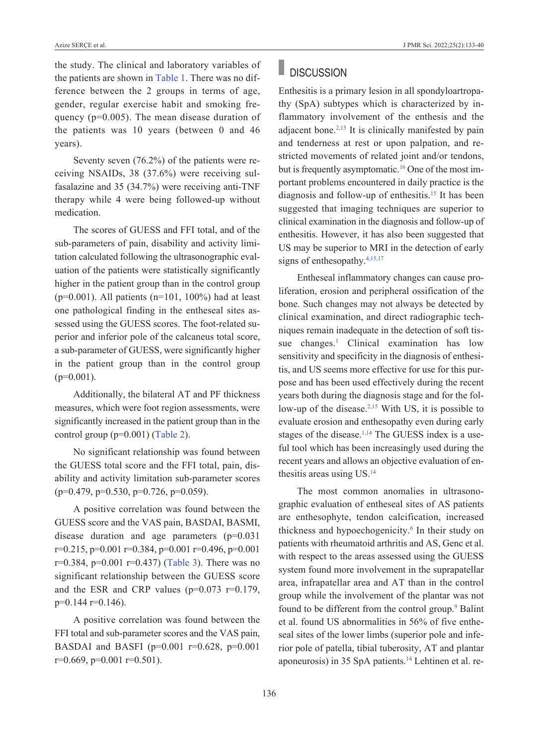the study. The clinical and laboratory variables of the patients are shown in Table 1. There was no difference between the 2 groups in terms of age, gender, regular exercise habit and smoking frequency (p=0.005). The mean disease duration of the patients was 10 years (between 0 and 46 years).

Seventy seven (76.2%) of the patients were receiving NSAIDs, 38 (37.6%) were receiving sulfasalazine and 35 (34.7%) were receiving anti-TNF therapy while 4 were being followed-up without medication.

The scores of GUESS and FFI total, and of the sub-parameters of pain, disability and activity limitation calculated following the ultrasonographic evaluation of the patients were statistically significantly higher in the patient group than in the control group (p=0.001). All patients (n=101, 100%) had at least one pathological finding in the entheseal sites assessed using the GUESS scores. The foot-related superior and inferior pole of the calcaneus total score, a sub-parameter of GUESS, were significantly higher in the patient group than in the control group (p=0.001).

Additionally, the bilateral AT and PF thickness measures, which were foot region assessments, were significantly increased in the patient group than in the control group (p=0.001) (Table 2).

No significant relationship was found between the GUESS total score and the FFI total, pain, disability and activity limitation sub-parameter scores (p=0.479, p=0.530, p=0.726, p=0.059).

A positive correlation was found between the GUESS score and the VAS pain, BASDAI, BASMI, disease duration and age parameters (p=0.031 r=0.215, p=0.001 r=0.384, p=0.001 r=0.496, p=0.001 r=0.384, p=0.001 r=0.437) (Table 3). There was no significant relationship between the GUESS score and the ESR and CRP values (p=0.073 r=0.179, p=0.144 r=0.146).

A positive correlation was found between the FFI total and sub-parameter scores and the VAS pain, BASDAI and BASFI (p=0.001 r=0.628, p=0.001 r=0.669, p=0.001 r=0.501).

## DISCUSSION

Enthesitis is a primary lesion in all spondyloartropathy (SpA) subtypes which is characterized by inflammatory involvement of the enthesis and the adjacent bone.[2,15] It is clinically manifested by pain and tenderness at rest or upon palpation, and restricted movements of related joint and/or tendons, but is frequently asymptomatic.[16] One of the most important problems encountered in daily practice is the diagnosis and follow-up of enthesitis.[15] It has been suggested that imaging techniques are superior to clinical examination in the diagnosis and follow-up of enthesitis. However, it has also been suggested that US may be superior to MRI in the detection of early signs of enthesopathy.[4,15,17]

Entheseal inflammatory changes can cause proliferation, erosion and peripheral ossification of the bone. Such changes may not always be detected by clinical examination, and direct radiographic techniques remain inadequate in the detection of soft tissue changes.[1] Clinical examination has low sensitivity and specificity in the diagnosis of enthesitis, and US seems more effective for use for this purpose and has been used effectively during the recent years both during the diagnosis stage and for the follow-up of the disease.[2,15] With US, it is possible to evaluate erosion and enthesopathy even during early stages of the disease.[1,14] The GUESS index is a useful tool which has been increasingly used during the recent years and allows an objective evaluation of enthesitis areas using US.[14]

The most common anomalies in ultrasonographic evaluation of entheseal sites of AS patients are enthesophyte, tendon calcification, increased thickness and hypoechogenicity.[6] In their study on patients with rheumatoid arthritis and AS, Genc et al. with respect to the areas assessed using the GUESS system found more involvement in the suprapatellar area, infrapatellar area and AT than in the control group while the involvement of the plantar was not found to be different from the control group.[9] Balint et al. found US abnormalities in 56% of five entheseal sites of the lower limbs (superior pole and inferior pole of patella, tibial tuberosity, AT and plantar aponeurosis) in 35 SpA patients.[14] Lehtinen et al. re-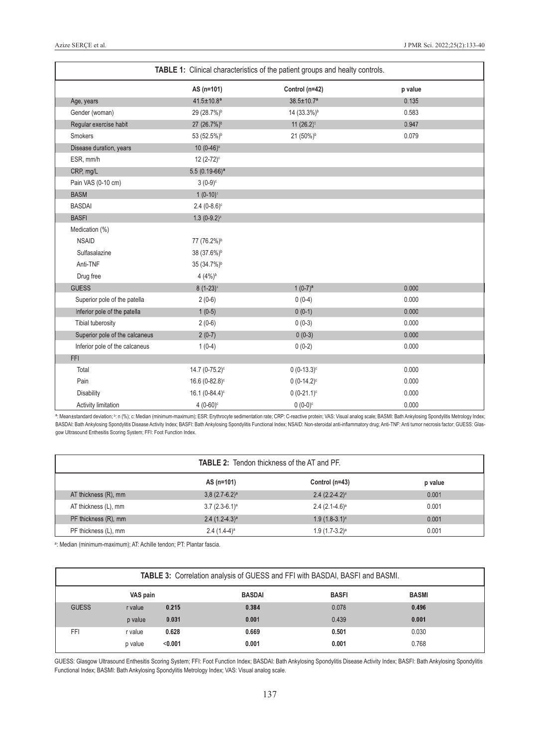**TABLE 1:** Clinical characteristics of the patient groups and healty controls.

| | AS (n=101) | Control (n=42) | p value |
|---|---|---|---|
| Age, years | 41.5±10.8[a] | 38.5±10.7[a] | 0.135 |
| Gender (woman) | 29 (28.7%)[b] | 14 (33.3%)[b] | 0.583 |
| Regular exercise habit | 27 (26.7%)[b] | 11 (26.2)[c] | 0.947 |
| Smokers | 53 (52.5%)[b] | 21 (50%)[b] | 0.079 |
| Disease duration, years | 10 (0-46)[c] | | |
| ESR, mm/h | 12 (2-72)[c] | | |
| CRP, mg/L | 5.5 (0.19-66)[a] | | |
| Pain VAS (0-10 cm) | 3 (0-9)[c] | | |
| BASM | 1 (0-10)[c] | | |
| BASDAI | 2.4 (0-8.6)[c] | | |
| BASFI | 1.3 (0-9.2)[c] | | |
| Medication (%) | | | |
| NSAID | 77 (76.2%)[b] | | |
| Sulfasalazine | 38 (37.6%)[b] | | |
| Anti-TNF | 35 (34.7%)[b] | | |
| Drug free | 4 (4%)[b] | | |
| GUESS | 8 (1-23)[c] | 1 (0-7)[a] | 0.000 |
| Superior pole of the patella | 2 (0-6) | 0 (0-4) | 0.000 |
| Inferior pole of the patella | 1 (0-5) | 0 (0-1) | 0.000 |
| Tibial tuberosity | 2 (0-6) | 0 (0-3) | 0.000 |
| Superior pole of the calcaneus | 2 (0-7) | 0 (0-3) | 0.000 |
| Inferior pole of the calcaneus | 1 (0-4) | 0 (0-2) | 0.000 |
| FFI | | | |
| Total | 14.7 (0-75.2)[c] | 0 (0-13.3)[c] | 0.000 |
| Pain | 16.6 (0-82.8)[c] | 0 (0-14.2)[c] | 0.000 |
| Disability | 16.1 (0-84.4)[c] | 0 (0-21.1)[c] | 0.000 |
| Activity limitation | 4 (0-60)[c] | 0 (0-0)[c] | 0.000 |

[a]: Mean±standard deviation; [b]: n (%); c: Median (minimum-maximum); ESR: Erythrocyte sedimentation rate; CRP: C-reactive protein; VAS: Visual analog scale; BASMI: Bath Ankylosing Spondylitis Metrology Index; BASDAI: Bath Ankylosing Spondylitis Disease Activity Index; BASFI: Bath Ankylosing Spondylitis Functional Index; NSAID: Non-steroidal anti-inflammatory drug; Anti-TNF: Anti tumor necrosis factor; GUESS: Glasgow Ultrasound Enthesitis Scoring System; FFI: Foot Function Index.

**TABLE 2:** Tendon thickness of the AT and PF.

| | AS (n=101) | Control (n=43) | p value |
|---|---|---|---|
| AT thickness (R), mm | 3,8 (2.7-6.2)[a] | 2.4 (2.2-4.2)[a] | 0.001 |
| AT thickness (L), mm | 3.7 (2.3-6.1)[a] | 2.4 (2.1-4.6)[a] | 0.001 |
| PF thickness (R), mm | 2.4 (1.2-4.3)[a] | 1.9 (1.8-3.1)[a] | 0.001 |
| PF thickness (L), mm | 2.4 (1.4-4)[a] | 1.9 (1.7-3.2)[a] | 0.001 |

[a]: Median (minimum-maximum); AT: Achille tendon; PT: Plantar fascia.

**TABLE 3:** Correlation analysis of GUESS and FFI with BASDAI, BASFI and BASMI.

| | | VAS pain | BASDAI | BASFI | BASMI |
|---|---|---|---|---|---|
| GUESS | r value | **0.215** | **0.384** | 0.078 | **0.496** |
| | p value | **0.031** | **0.001** | 0.439 | **0.001** |
| FFI | r value | **0.628** | **0.669** | **0.501** | 0.030 |
| | p value | **<0.001** | **0.001** | **0.001** | 0.768 |

GUESS: Glasgow Ultrasound Enthesitis Scoring System; FFI: Foot Function Index; BASDAI: Bath Ankylosing Spondylitis Disease Activity Index; BASFI: Bath Ankylosing Spondylitis Functional Index; BASMI: Bath Ankylosing Spondylitis Metrology Index; VAS: Visual analog scale.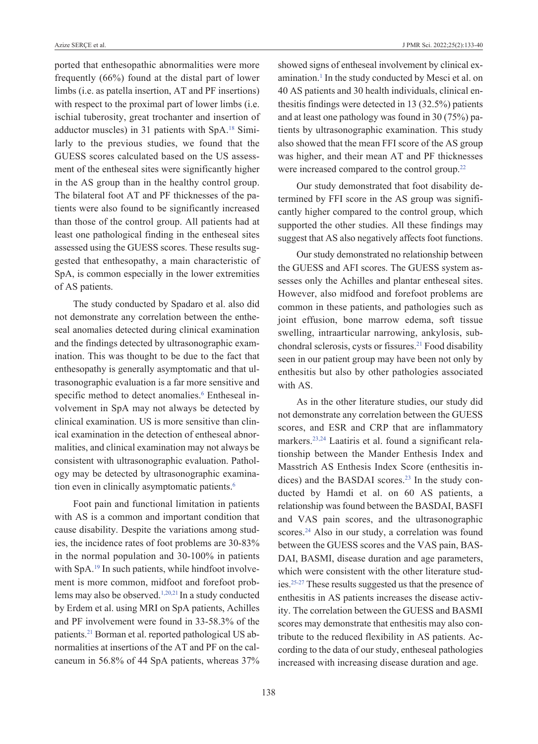ported that enthesopathic abnormalities were more frequently (66%) found at the distal part of lower limbs (i.e. as patella insertion, AT and PF insertions) with respect to the proximal part of lower limbs (i.e. ischial tuberosity, great trochanter and insertion of adductor muscles) in 31 patients with SpA.[18] Similarly to the previous studies, we found that the GUESS scores calculated based on the US assessment of the entheseal sites were significantly higher in the AS group than in the healthy control group. The bilateral foot AT and PF thicknesses of the patients were also found to be significantly increased than those of the control group. All patients had at least one pathological finding in the entheseal sites assessed using the GUESS scores. These results suggested that enthesopathy, a main characteristic of SpA, is common especially in the lower extremities of AS patients.

The study conducted by Spadaro et al. also did not demonstrate any correlation between the entheseal anomalies detected during clinical examination and the findings detected by ultrasonographic examination. This was thought to be due to the fact that enthesopathy is generally asymptomatic and that ultrasonographic evaluation is a far more sensitive and specific method to detect anomalies.[6] Entheseal involvement in SpA may not always be detected by clinical examination. US is more sensitive than clinical examination in the detection of entheseal abnormalities, and clinical examination may not always be consistent with ultrasonographic evaluation. Pathology may be detected by ultrasonographic examination even in clinically asymptomatic patients.[6]

Foot pain and functional limitation in patients with AS is a common and important condition that cause disability. Despite the variations among studies, the incidence rates of foot problems are 30-83% in the normal population and 30-100% in patients with SpA.[19] In such patients, while hindfoot involvement is more common, midfoot and forefoot problems may also be observed.[1,20,21] In a study conducted by Erdem et al. using MRI on SpA patients, Achilles and PF involvement were found in 33-58.3% of the patients.[21] Borman et al. reported pathological US abnormalities at insertions of the AT and PF on the calcaneum in 56.8% of 44 SpA patients, whereas 37% showed signs of entheseal involvement by clinical examination.[1] In the study conducted by Mesci et al. on 40 AS patients and 30 health individuals, clinical enthesitis findings were detected in 13 (32.5%) patients and at least one pathology was found in 30 (75%) patients by ultrasonographic examination. This study also showed that the mean FFI score of the AS group was higher, and their mean AT and PF thicknesses were increased compared to the control group.[22]

Our study demonstrated that foot disability determined by FFI score in the AS group was significantly higher compared to the control group, which supported the other studies. All these findings may suggest that AS also negatively affects foot functions.

Our study demonstrated no relationship between the GUESS and AFI scores. The GUESS system assesses only the Achilles and plantar entheseal sites. However, also midfood and forefoot problems are common in these patients, and pathologies such as joint effusion, bone marrow edema, soft tissue swelling, intraarticular narrowing, ankylosis, subchondral sclerosis, cysts or fissures.[21] Food disability seen in our patient group may have been not only by enthesitis but also by other pathologies associated with AS.

As in the other literature studies, our study did not demonstrate any correlation between the GUESS scores, and ESR and CRP that are inflammatory markers.[23,24] Laatiris et al. found a significant relationship between the Mander Enthesis Index and Masstrich AS Enthesis Index Score (enthesitis indices) and the BASDAI scores.[23] In the study conducted by Hamdi et al. on 60 AS patients, a relationship was found between the BASDAI, BASFI and VAS pain scores, and the ultrasonographic scores.[24] Also in our study, a correlation was found between the GUESS scores and the VAS pain, BASDAI, BASMI, disease duration and age parameters, which were consistent with the other literature studies.[25-27] These results suggested us that the presence of enthesitis in AS patients increases the disease activity. The correlation between the GUESS and BASMI scores may demonstrate that enthesitis may also contribute to the reduced flexibility in AS patients. According to the data of our study, entheseal pathologies increased with increasing disease duration and age.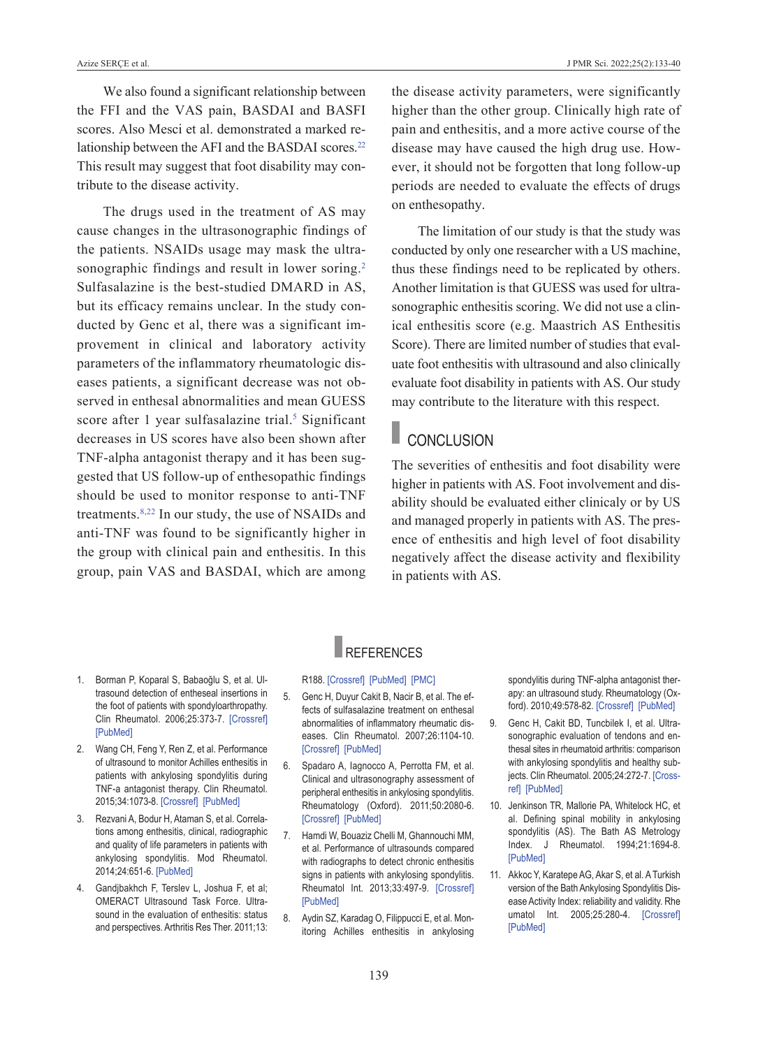We also found a significant relationship between the FFI and the VAS pain, BASDAI and BASFI scores. Also Mesci et al. demonstrated a marked relationship between the AFI and the BASDAI scores.[22] This result may suggest that foot disability may contribute to the disease activity.

The drugs used in the treatment of AS may cause changes in the ultrasonographic findings of the patients. NSAIDs usage may mask the ultrasonographic findings and result in lower soring.[2] Sulfasalazine is the best-studied DMARD in AS, but its efficacy remains unclear. In the study conducted by Genc et al, there was a significant improvement in clinical and laboratory activity parameters of the inflammatory rheumatologic diseases patients, a significant decrease was not observed in enthesal abnormalities and mean GUESS score after 1 year sulfasalazine trial.[5] Significant decreases in US scores have also been shown after TNF-alpha antagonist therapy and it has been suggested that US follow-up of enthesopathic findings should be used to monitor response to anti-TNF treatments.[8,22] In our study, the use of NSAIDs and anti-TNF was found to be significantly higher in the group with clinical pain and enthesitis. In this group, pain VAS and BASDAI, which are among the disease activity parameters, were significantly higher than the other group. Clinically high rate of pain and enthesitis, and a more active course of the disease may have caused the high drug use. However, it should not be forgotten that long follow-up periods are needed to evaluate the effects of drugs on enthesopathy.

The limitation of our study is that the study was conducted by only one researcher with a US machine, thus these findings need to be replicated by others. Another limitation is that GUESS was used for ultrasonographic enthesitis scoring. We did not use a clinical enthesitis score (e.g. Maastrich AS Enthesitis Score). There are limited number of studies that evaluate foot enthesitis with ultrasound and also clinically evaluate foot disability in patients with AS. Our study may contribute to the literature with this respect.

## CONCLUSION

The severities of enthesitis and foot disability were higher in patients with AS. Foot involvement and disability should be evaluated either clinicaly or by US and managed properly in patients with AS. The presence of enthesitis and high level of foot disability negatively affect the disease activity and flexibility in patients with AS.

## REFERENCES

1. Borman P, Koparal S, Babaoğlu S, et al. Ultrasound detection of entheseal insertions in the foot of patients with spondyloarthropathy. Clin Rheumatol. 2006;25:373-7. [Crossref] [PubMed]
2. Wang CH, Feng Y, Ren Z, et al. Performance of ultrasound to monitor Achilles enthesitis in patients with ankylosing spondylitis during TNF-a antagonist therapy. Clin Rheumatol. 2015;34:1073-8. [Crossref] [PubMed]
3. Rezvani A, Bodur H, Ataman S, et al. Correlations among enthesitis, clinical, radiographic and quality of life parameters in patients with ankylosing spondylitis. Mod Rheumatol. 2014;24:651-6. [PubMed]
4. Gandjbakhch F, Terslev L, Joshua F, et al; OMERACT Ultrasound Task Force. Ultrasound in the evaluation of enthesitis: status and perspectives. Arthritis Res Ther. 2011;13:R188. [Crossref] [PubMed] [PMC]
5. Genc H, Duyur Cakit B, Nacir B, et al. The effects of sulfasalazine treatment on enthesal abnormalities of inflammatory rheumatic diseases. Clin Rheumatol. 2007;26:1104-10. [Crossref] [PubMed]
6. Spadaro A, Iagnocco A, Perrotta FM, et al. Clinical and ultrasonography assessment of peripheral enthesitis in ankylosing spondylitis. Rheumatology (Oxford). 2011;50:2080-6. [Crossref] [PubMed]
7. Hamdi W, Bouaziz Chelli M, Ghannouchi MM, et al. Performance of ultrasounds compared with radiographs to detect chronic enthesitis signs in patients with ankylosing spondylitis. Rheumatol Int. 2013;33:497-9. [Crossref] [PubMed]
8. Aydin SZ, Karadag O, Filippucci E, et al. Monitoring Achilles enthesitis in ankylosing spondylitis during TNF-alpha antagonist therapy: an ultrasound study. Rheumatology (Oxford). 2010;49:578-82. [Crossref] [PubMed]
9. Genc H, Cakit BD, Tuncbilek I, et al. Ultrasonographic evaluation of tendons and enthesal sites in rheumatoid arthritis: comparison with ankylosing spondylitis and healthy subjects. Clin Rheumatol. 2005;24:272-7. [Crossref] [PubMed]
10. Jenkinson TR, Mallorie PA, Whitelock HC, et al. Defining spinal mobility in ankylosing spondylitis (AS). The Bath AS Metrology Index. J Rheumatol. 1994;21:1694-8. [PubMed]
11. Akkoc Y, Karatepe AG, Akar S, et al. A Turkish version of the Bath Ankylosing Spondylitis Disease Activity Index: reliability and validity. Rheumatol Int. 2005;25:280-4. [Crossref] [PubMed]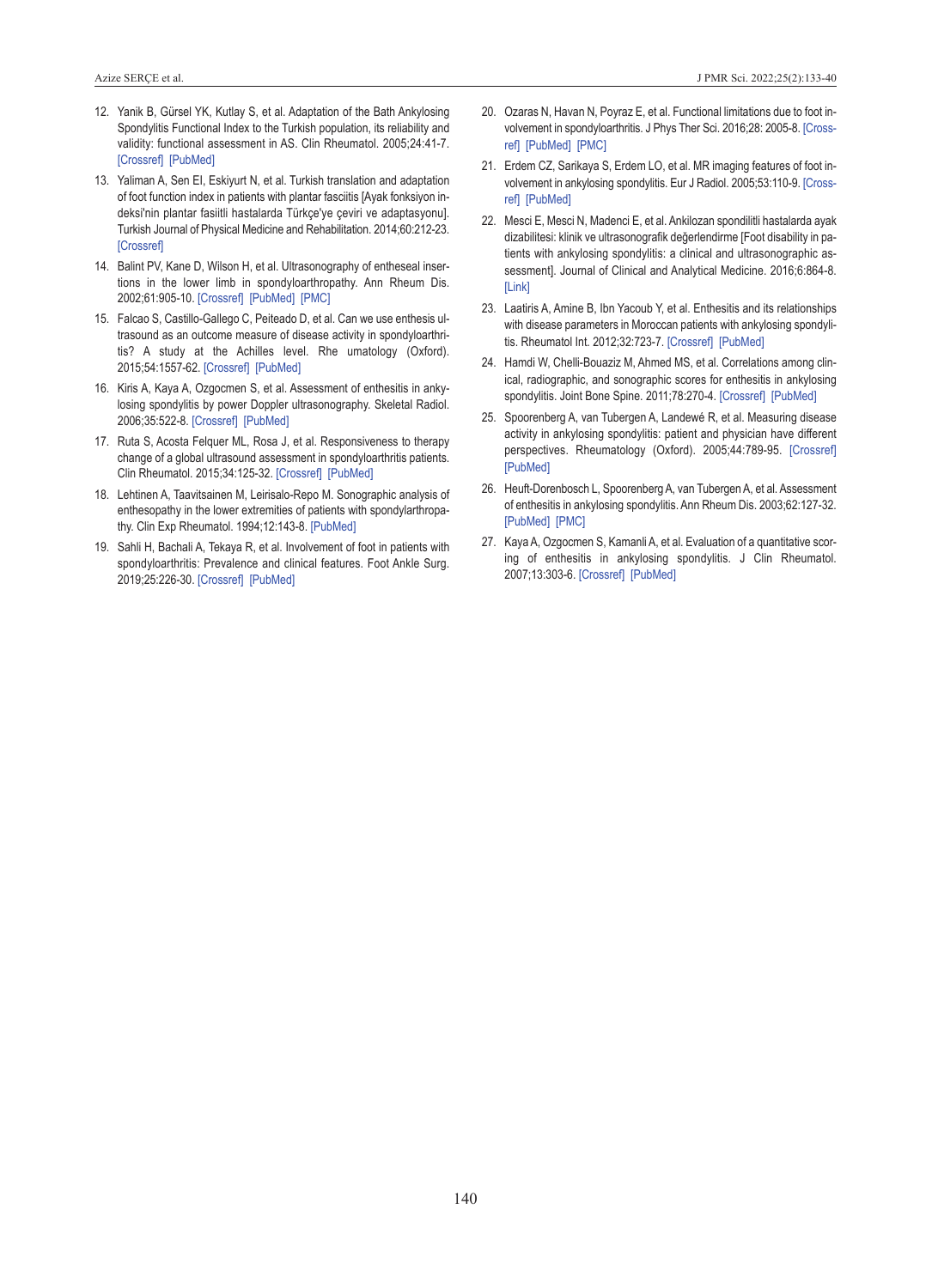12. Yanik B, Gürsel YK, Kutlay S, et al. Adaptation of the Bath Ankylosing Spondylitis Functional Index to the Turkish population, its reliability and validity: functional assessment in AS. Clin Rheumatol. 2005;24:41-7. [Crossref] [PubMed]
13. Yaliman A, Sen EI, Eskiyurt N, et al. Turkish translation and adaptation of foot function index in patients with plantar fasciitis [Ayak fonksiyon indeksi'nin plantar fasiitli hastalarda Türkçe'ye çeviri ve adaptasyonu]. Turkish Journal of Physical Medicine and Rehabilitation. 2014;60:212-23. [Crossref]
14. Balint PV, Kane D, Wilson H, et al. Ultrasonography of entheseal insertions in the lower limb in spondyloarthropathy. Ann Rheum Dis. 2002;61:905-10. [Crossref] [PubMed] [PMC]
15. Falcao S, Castillo-Gallego C, Peiteado D, et al. Can we use enthesis ultrasound as an outcome measure of disease activity in spondyloarthritis? A study at the Achilles level. Rhe umatology (Oxford). 2015;54:1557-62. [Crossref] [PubMed]
16. Kiris A, Kaya A, Ozgocmen S, et al. Assessment of enthesitis in ankylosing spondylitis by power Doppler ultrasonography. Skeletal Radiol. 2006;35:522-8. [Crossref] [PubMed]
17. Ruta S, Acosta Felquer ML, Rosa J, et al. Responsiveness to therapy change of a global ultrasound assessment in spondyloarthritis patients. Clin Rheumatol. 2015;34:125-32. [Crossref] [PubMed]
18. Lehtinen A, Taavitsainen M, Leirisalo-Repo M. Sonographic analysis of enthesopathy in the lower extremities of patients with spondylarthropathy. Clin Exp Rheumatol. 1994;12:143-8. [PubMed]
19. Sahli H, Bachali A, Tekaya R, et al. Involvement of foot in patients with spondyloarthritis: Prevalence and clinical features. Foot Ankle Surg. 2019;25:226-30. [Crossref] [PubMed]
20. Ozaras N, Havan N, Poyraz E, et al. Functional limitations due to foot involvement in spondyloarthritis. J Phys Ther Sci. 2016;28: 2005-8. [Crossref] [PubMed] [PMC]
21. Erdem CZ, Sarikaya S, Erdem LO, et al. MR imaging features of foot involvement in ankylosing spondylitis. Eur J Radiol. 2005;53:110-9. [Crossref] [PubMed]
22. Mesci E, Mesci N, Madenci E, et al. Ankilozan spondilitli hastalarda ayak dizabilitesi: klinik ve ultrasonografik değerlendirme [Foot disability in patients with ankylosing spondylitis: a clinical and ultrasonographic assessment]. Journal of Clinical and Analytical Medicine. 2016;6:864-8. [Link]
23. Laatiris A, Amine B, Ibn Yacoub Y, et al. Enthesitis and its relationships with disease parameters in Moroccan patients with ankylosing spondylitis. Rheumatol Int. 2012;32:723-7. [Crossref] [PubMed]
24. Hamdi W, Chelli-Bouaziz M, Ahmed MS, et al. Correlations among clinical, radiographic, and sonographic scores for enthesitis in ankylosing spondylitis. Joint Bone Spine. 2011;78:270-4. [Crossref] [PubMed]
25. Spoorenberg A, van Tubergen A, Landewé R, et al. Measuring disease activity in ankylosing spondylitis: patient and physician have different perspectives. Rheumatology (Oxford). 2005;44:789-95. [Crossref] [PubMed]
26. Heuft-Dorenbosch L, Spoorenberg A, van Tubergen A, et al. Assessment of enthesitis in ankylosing spondylitis. Ann Rheum Dis. 2003;62:127-32. [PubMed] [PMC]
27. Kaya A, Ozgocmen S, Kamanli A, et al. Evaluation of a quantitative scoring of enthesitis in ankylosing spondylitis. J Clin Rheumatol. 2007;13:303-6. [Crossref] [PubMed]